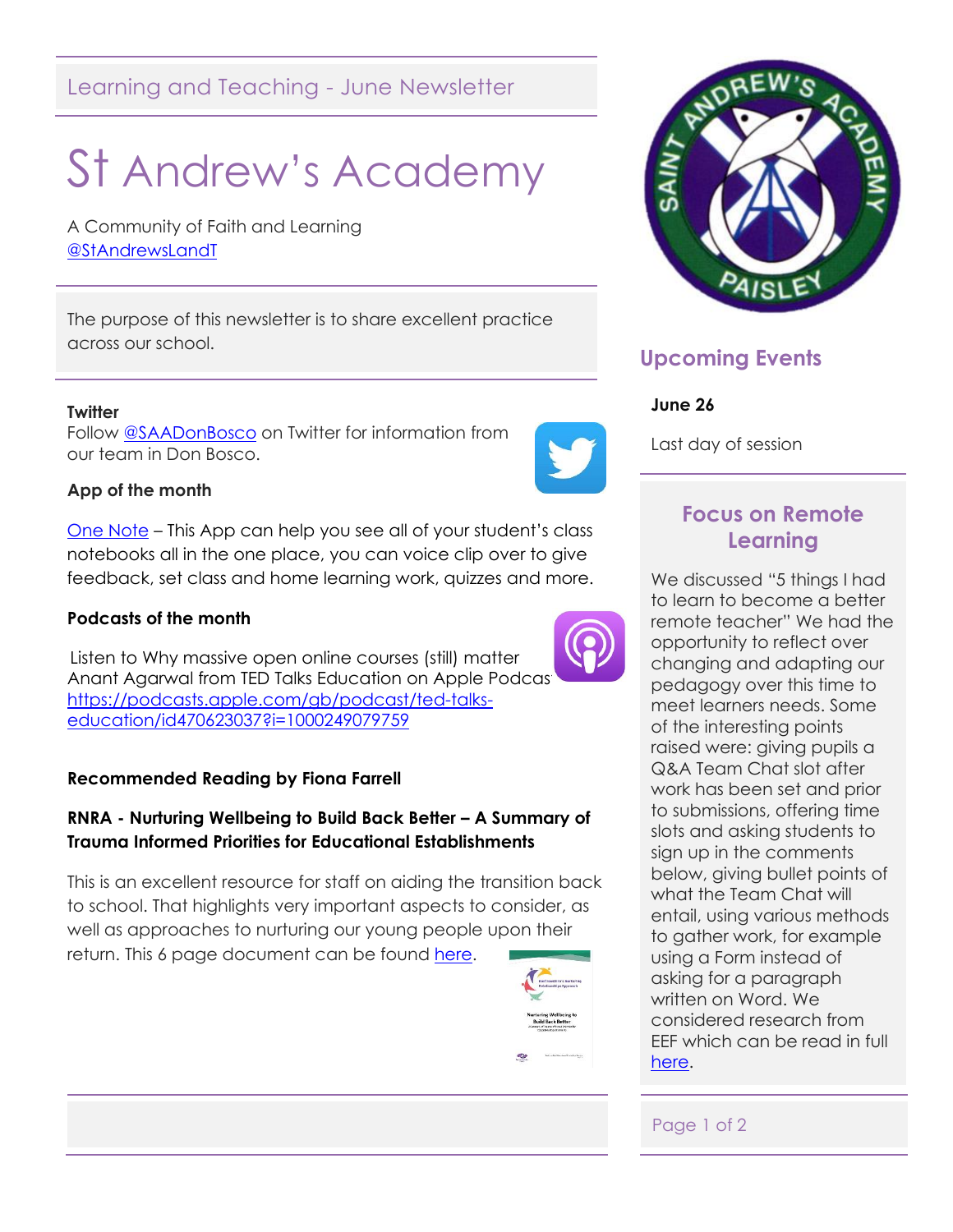Learning and Teaching - June Newsletter

# St Andrew's Academy

A Community of Faith and Learning
@StAndrewsLandT

The purpose of this newsletter is to share excellent practice across our school.

**Twitter**
Follow @SAADonBosco on Twitter for information from our team in Don Bosco.

**App of the month**

One Note – This App can help you see all of your student's class notebooks all in the one place, you can voice clip over to give feedback, set class and home learning work, quizzes and more.

**Podcasts of the month**

Listen to Why massive open online courses (still) matter Anant Agarwal from TED Talks Education on Apple Podcas https://podcasts.apple.com/gb/podcast/ted-talks-education/id470623037?i=1000249079759

**Recommended Reading by Fiona Farrell**

**RNRA - Nurturing Wellbeing to Build Back Better – A Summary of Trauma Informed Priorities for Educational Establishments**

This is an excellent resource for staff on aiding the transition back to school. That highlights very important aspects to consider, as well as approaches to nurturing our young people upon their return. This 6 page document can be found here.

## Upcoming Events

**June 26**

Last day of session

## Focus on Remote Learning

We discussed "5 things I had to learn to become a better remote teacher" We had the opportunity to reflect over changing and adapting our pedagogy over this time to meet learners needs. Some of the interesting points raised were: giving pupils a Q&A Team Chat slot after work has been set and prior to submissions, offering time slots and asking students to sign up in the comments below, giving bullet points of what the Team Chat will entail, using various methods to gather work, for example using a Form instead of asking for a paragraph written on Word. We considered research from EEF which can be read in full here.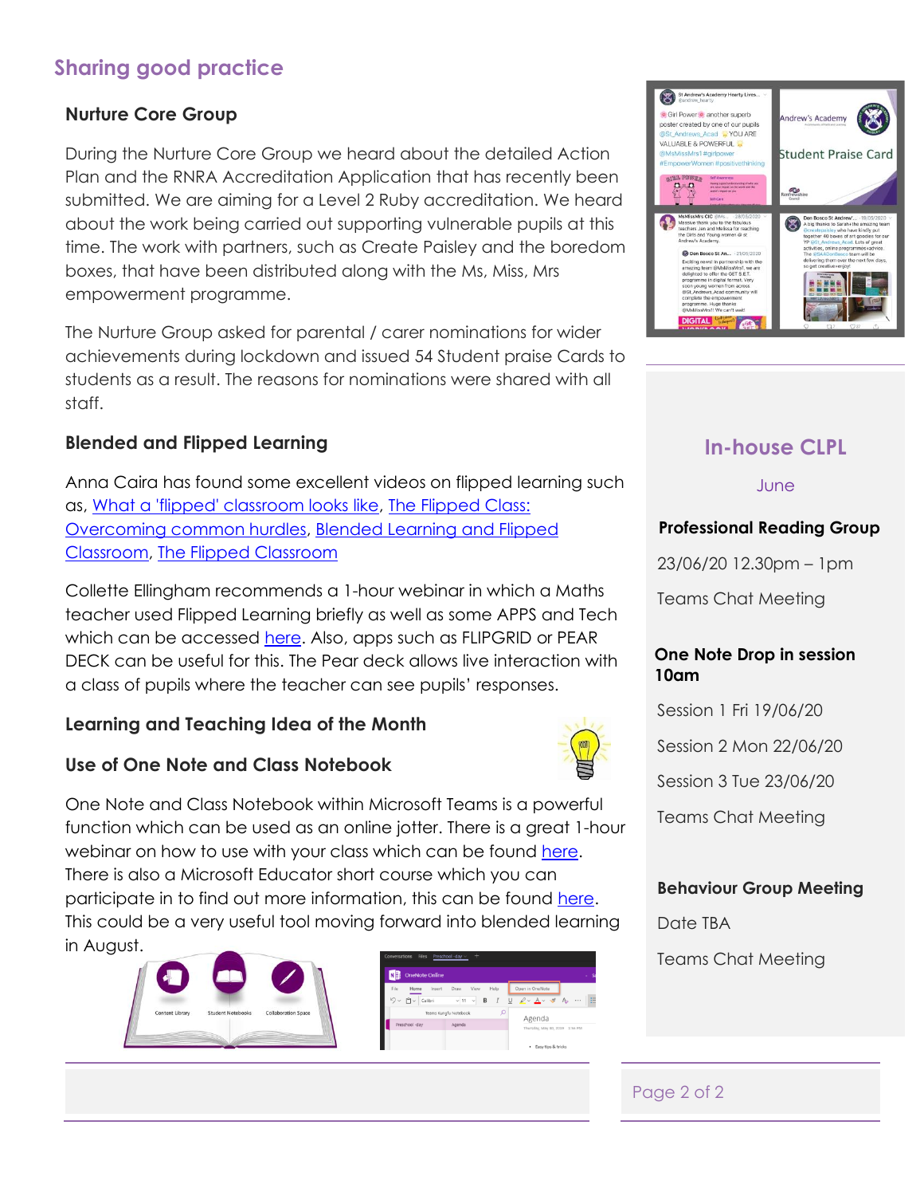## Sharing good practice

### Nurture Core Group

During the Nurture Core Group we heard about the detailed Action Plan and the RNRA Accreditation Application that has recently been submitted. We are aiming for a Level 2 Ruby accreditation. We heard about the work being carried out supporting vulnerable pupils at this time. The work with partners, such as Create Paisley and the boredom boxes, that have been distributed along with the Ms, Miss, Mrs empowerment programme.

The Nurture Group asked for parental / carer nominations for wider achievements during lockdown and issued 54 Student praise Cards to students as a result. The reasons for nominations were shared with all staff.

### Blended and Flipped Learning

Anna Caira has found some excellent videos on flipped learning such as, What a 'flipped' classroom looks like, The Flipped Class: Overcoming common hurdles, Blended Learning and Flipped Classroom, The Flipped Classroom

Collette Ellingham recommends a 1-hour webinar in which a Maths teacher used Flipped Learning briefly as well as some APPS and Tech which can be accessed here. Also, apps such as FLIPGRID or PEAR DECK can be useful for this. The Pear deck allows live interaction with a class of pupils where the teacher can see pupils' responses.

### Learning and Teaching Idea of the Month

### Use of One Note and Class Notebook

One Note and Class Notebook within Microsoft Teams is a powerful function which can be used as an online jotter. There is a great 1-hour webinar on how to use with your class which can be found here. There is also a Microsoft Educator short course which you can participate in to find out more information, this can be found here. This could be a very useful tool moving forward into blended learning in August.

## In-house CLPL

June

**Professional Reading Group**

23/06/20 12.30pm – 1pm

Teams Chat Meeting

**One Note Drop in session 10am**

Session 1 Fri 19/06/20

Session 2 Mon 22/06/20

Session 3 Tue 23/06/20

Teams Chat Meeting

**Behaviour Group Meeting**

Date TBA

Teams Chat Meeting